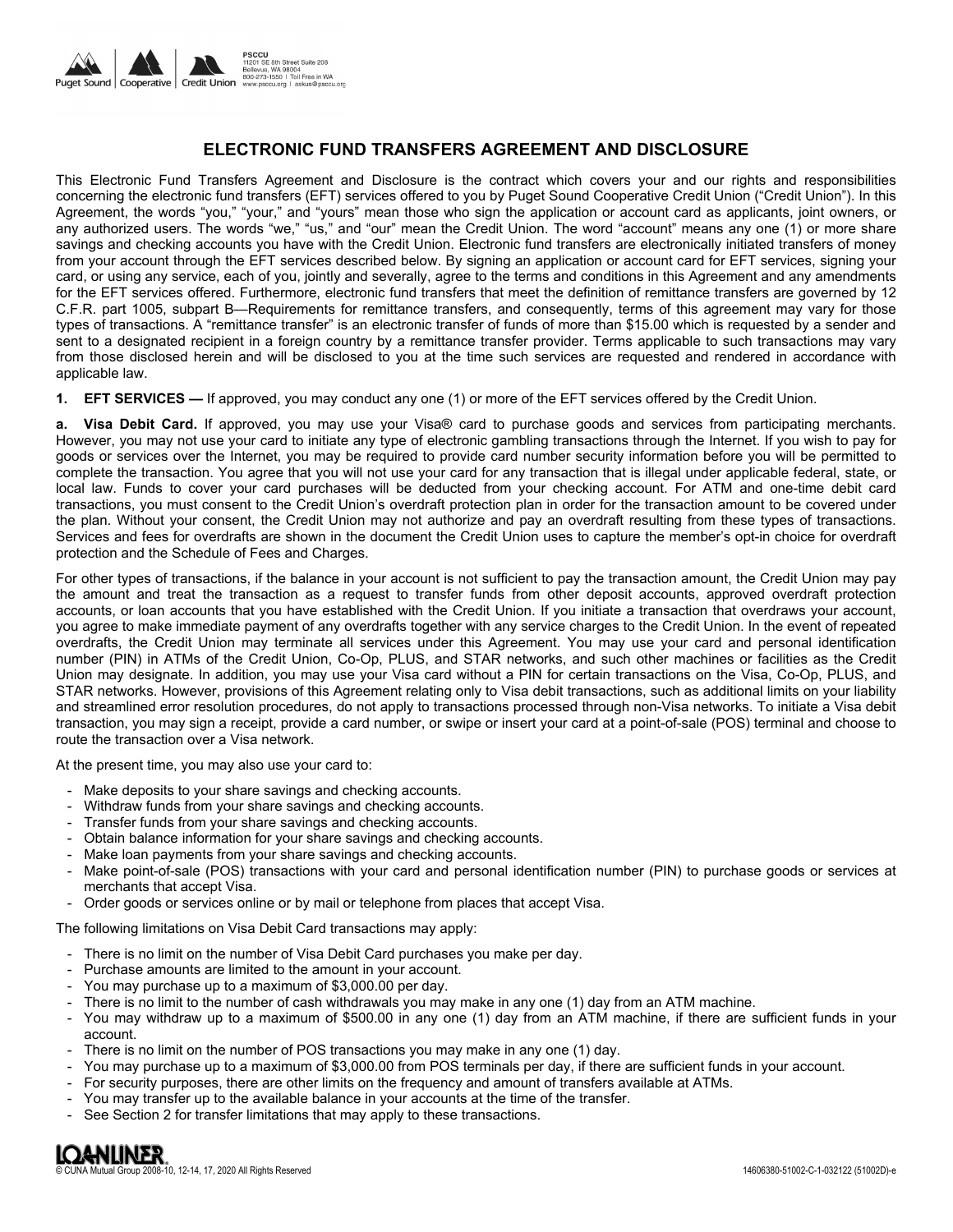PSCCU
11201 SE 8th Street Suite 208
Bellevue, WA 98004
800-273-1550 | Toll Free in WA
www.psccu.org | askus@psccu.org

# ELECTRONIC FUND TRANSFERS AGREEMENT AND DISCLOSURE

This Electronic Fund Transfers Agreement and Disclosure is the contract which covers your and our rights and responsibilities concerning the electronic fund transfers (EFT) services offered to you by Puget Sound Cooperative Credit Union ("Credit Union"). In this Agreement, the words "you," "your," and "yours" mean those who sign the application or account card as applicants, joint owners, or any authorized users. The words "we," "us," and "our" mean the Credit Union. The word "account" means any one (1) or more share savings and checking accounts you have with the Credit Union. Electronic fund transfers are electronically initiated transfers of money from your account through the EFT services described below. By signing an application or account card for EFT services, signing your card, or using any service, each of you, jointly and severally, agree to the terms and conditions in this Agreement and any amendments for the EFT services offered. Furthermore, electronic fund transfers that meet the definition of remittance transfers are governed by 12 C.F.R. part 1005, subpart B—Requirements for remittance transfers, and consequently, terms of this agreement may vary for those types of transactions. A "remittance transfer" is an electronic transfer of funds of more than $15.00 which is requested by a sender and sent to a designated recipient in a foreign country by a remittance transfer provider. Terms applicable to such transactions may vary from those disclosed herein and will be disclosed to you at the time such services are requested and rendered in accordance with applicable law.

**1. EFT SERVICES —** If approved, you may conduct any one (1) or more of the EFT services offered by the Credit Union.

**a. Visa Debit Card.** If approved, you may use your Visa® card to purchase goods and services from participating merchants. However, you may not use your card to initiate any type of electronic gambling transactions through the Internet. If you wish to pay for goods or services over the Internet, you may be required to provide card number security information before you will be permitted to complete the transaction. You agree that you will not use your card for any transaction that is illegal under applicable federal, state, or local law. Funds to cover your card purchases will be deducted from your checking account. For ATM and one-time debit card transactions, you must consent to the Credit Union's overdraft protection plan in order for the transaction amount to be covered under the plan. Without your consent, the Credit Union may not authorize and pay an overdraft resulting from these types of transactions. Services and fees for overdrafts are shown in the document the Credit Union uses to capture the member's opt-in choice for overdraft protection and the Schedule of Fees and Charges.

For other types of transactions, if the balance in your account is not sufficient to pay the transaction amount, the Credit Union may pay the amount and treat the transaction as a request to transfer funds from other deposit accounts, approved overdraft protection accounts, or loan accounts that you have established with the Credit Union. If you initiate a transaction that overdraws your account, you agree to make immediate payment of any overdrafts together with any service charges to the Credit Union. In the event of repeated overdrafts, the Credit Union may terminate all services under this Agreement. You may use your card and personal identification number (PIN) in ATMs of the Credit Union, Co-Op, PLUS, and STAR networks, and such other machines or facilities as the Credit Union may designate. In addition, you may use your Visa card without a PIN for certain transactions on the Visa, Co-Op, PLUS, and STAR networks. However, provisions of this Agreement relating only to Visa debit transactions, such as additional limits on your liability and streamlined error resolution procedures, do not apply to transactions processed through non-Visa networks. To initiate a Visa debit transaction, you may sign a receipt, provide a card number, or swipe or insert your card at a point-of-sale (POS) terminal and choose to route the transaction over a Visa network.

At the present time, you may also use your card to:

- Make deposits to your share savings and checking accounts.
- Withdraw funds from your share savings and checking accounts.
- Transfer funds from your share savings and checking accounts.
- Obtain balance information for your share savings and checking accounts.
- Make loan payments from your share savings and checking accounts.
- Make point-of-sale (POS) transactions with your card and personal identification number (PIN) to purchase goods or services at merchants that accept Visa.
- Order goods or services online or by mail or telephone from places that accept Visa.

The following limitations on Visa Debit Card transactions may apply:

- There is no limit on the number of Visa Debit Card purchases you make per day.
- Purchase amounts are limited to the amount in your account.
- You may purchase up to a maximum of $3,000.00 per day.
- There is no limit to the number of cash withdrawals you may make in any one (1) day from an ATM machine.
- You may withdraw up to a maximum of $500.00 in any one (1) day from an ATM machine, if there are sufficient funds in your account.
- There is no limit on the number of POS transactions you may make in any one (1) day.
- You may purchase up to a maximum of $3,000.00 from POS terminals per day, if there are sufficient funds in your account.
- For security purposes, there are other limits on the frequency and amount of transfers available at ATMs.
- You may transfer up to the available balance in your accounts at the time of the transfer.
- See Section 2 for transfer limitations that may apply to these transactions.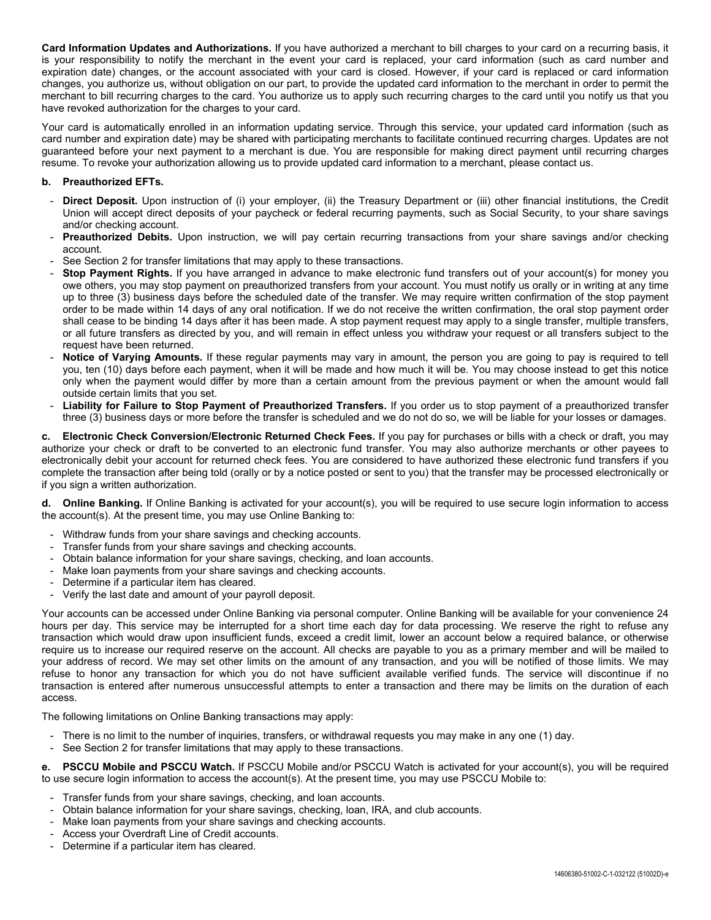**Card Information Updates and Authorizations.** If you have authorized a merchant to bill charges to your card on a recurring basis, it is your responsibility to notify the merchant in the event your card is replaced, your card information (such as card number and expiration date) changes, or the account associated with your card is closed. However, if your card is replaced or card information changes, you authorize us, without obligation on our part, to provide the updated card information to the merchant in order to permit the merchant to bill recurring charges to the card. You authorize us to apply such recurring charges to the card until you notify us that you have revoked authorization for the charges to your card.

Your card is automatically enrolled in an information updating service. Through this service, your updated card information (such as card number and expiration date) may be shared with participating merchants to facilitate continued recurring charges. Updates are not guaranteed before your next payment to a merchant is due. You are responsible for making direct payment until recurring charges resume. To revoke your authorization allowing us to provide updated card information to a merchant, please contact us.

**b. Preauthorized EFTs.**

- **Direct Deposit.** Upon instruction of (i) your employer, (ii) the Treasury Department or (iii) other financial institutions, the Credit Union will accept direct deposits of your paycheck or federal recurring payments, such as Social Security, to your share savings and/or checking account.
- **Preauthorized Debits.** Upon instruction, we will pay certain recurring transactions from your share savings and/or checking account.
- See Section 2 for transfer limitations that may apply to these transactions.
- **Stop Payment Rights.** If you have arranged in advance to make electronic fund transfers out of your account(s) for money you owe others, you may stop payment on preauthorized transfers from your account. You must notify us orally or in writing at any time up to three (3) business days before the scheduled date of the transfer. We may require written confirmation of the stop payment order to be made within 14 days of any oral notification. If we do not receive the written confirmation, the oral stop payment order shall cease to be binding 14 days after it has been made. A stop payment request may apply to a single transfer, multiple transfers, or all future transfers as directed by you, and will remain in effect unless you withdraw your request or all transfers subject to the request have been returned.
- **Notice of Varying Amounts.** If these regular payments may vary in amount, the person you are going to pay is required to tell you, ten (10) days before each payment, when it will be made and how much it will be. You may choose instead to get this notice only when the payment would differ by more than a certain amount from the previous payment or when the amount would fall outside certain limits that you set.
- **Liability for Failure to Stop Payment of Preauthorized Transfers.** If you order us to stop payment of a preauthorized transfer three (3) business days or more before the transfer is scheduled and we do not do so, we will be liable for your losses or damages.

**c. Electronic Check Conversion/Electronic Returned Check Fees.** If you pay for purchases or bills with a check or draft, you may authorize your check or draft to be converted to an electronic fund transfer. You may also authorize merchants or other payees to electronically debit your account for returned check fees. You are considered to have authorized these electronic fund transfers if you complete the transaction after being told (orally or by a notice posted or sent to you) that the transfer may be processed electronically or if you sign a written authorization.

**d. Online Banking.** If Online Banking is activated for your account(s), you will be required to use secure login information to access the account(s). At the present time, you may use Online Banking to:

- Withdraw funds from your share savings and checking accounts.
- Transfer funds from your share savings and checking accounts.
- Obtain balance information for your share savings, checking, and loan accounts.
- Make loan payments from your share savings and checking accounts.
- Determine if a particular item has cleared.
- Verify the last date and amount of your payroll deposit.

Your accounts can be accessed under Online Banking via personal computer. Online Banking will be available for your convenience 24 hours per day. This service may be interrupted for a short time each day for data processing. We reserve the right to refuse any transaction which would draw upon insufficient funds, exceed a credit limit, lower an account below a required balance, or otherwise require us to increase our required reserve on the account. All checks are payable to you as a primary member and will be mailed to your address of record. We may set other limits on the amount of any transaction, and you will be notified of those limits. We may refuse to honor any transaction for which you do not have sufficient available verified funds. The service will discontinue if no transaction is entered after numerous unsuccessful attempts to enter a transaction and there may be limits on the duration of each access.

The following limitations on Online Banking transactions may apply:

- There is no limit to the number of inquiries, transfers, or withdrawal requests you may make in any one (1) day.
- See Section 2 for transfer limitations that may apply to these transactions.

**e. PSCCU Mobile and PSCCU Watch.** If PSCCU Mobile and/or PSCCU Watch is activated for your account(s), you will be required to use secure login information to access the account(s). At the present time, you may use PSCCU Mobile to:

- Transfer funds from your share savings, checking, and loan accounts.
- Obtain balance information for your share savings, checking, loan, IRA, and club accounts.
- Make loan payments from your share savings and checking accounts.
- Access your Overdraft Line of Credit accounts.
- Determine if a particular item has cleared.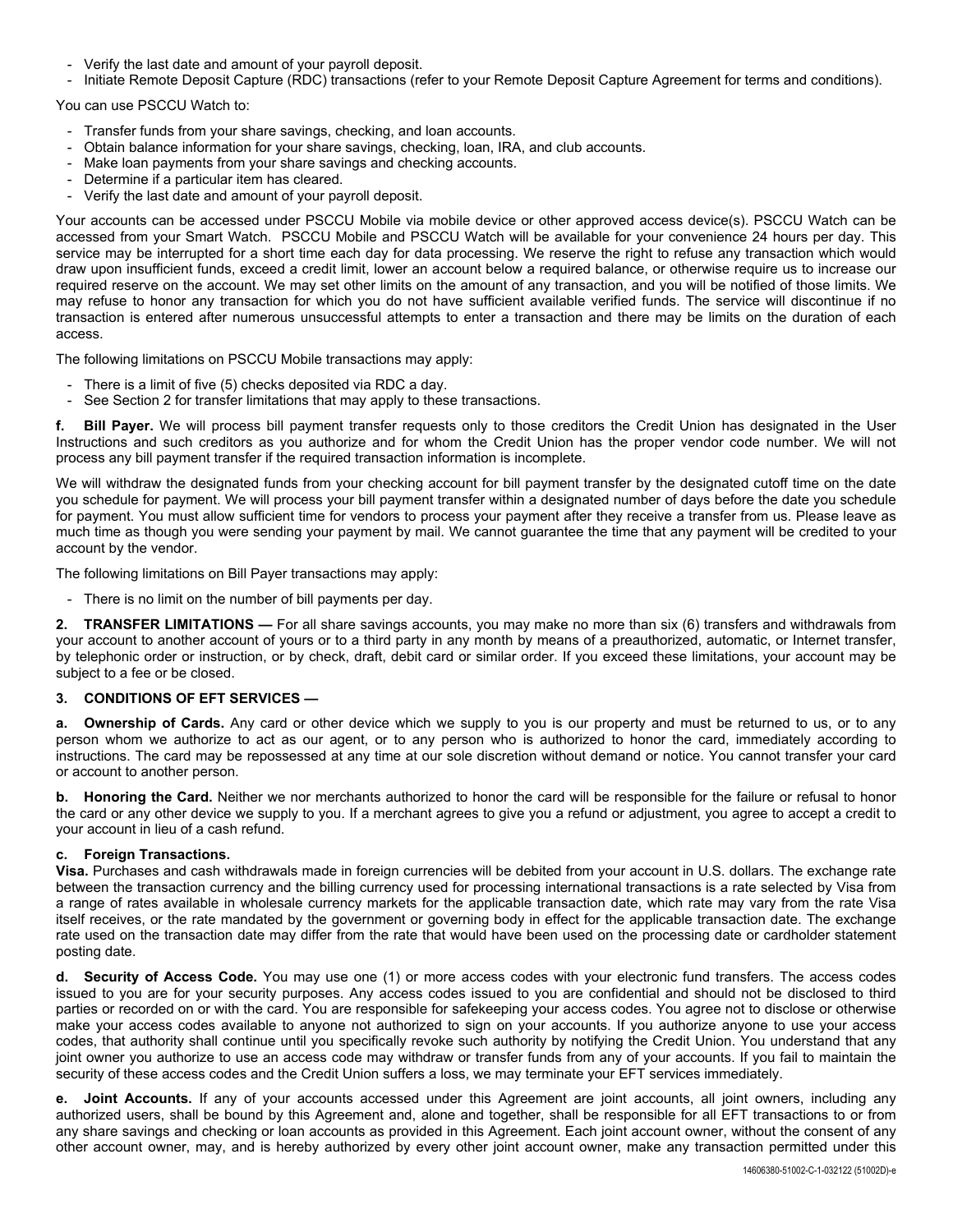- Verify the last date and amount of your payroll deposit.
- Initiate Remote Deposit Capture (RDC) transactions (refer to your Remote Deposit Capture Agreement for terms and conditions).

You can use PSCCU Watch to:

- Transfer funds from your share savings, checking, and loan accounts.
- Obtain balance information for your share savings, checking, loan, IRA, and club accounts.
- Make loan payments from your share savings and checking accounts.
- Determine if a particular item has cleared.
- Verify the last date and amount of your payroll deposit.

Your accounts can be accessed under PSCCU Mobile via mobile device or other approved access device(s). PSCCU Watch can be accessed from your Smart Watch. PSCCU Mobile and PSCCU Watch will be available for your convenience 24 hours per day. This service may be interrupted for a short time each day for data processing. We reserve the right to refuse any transaction which would draw upon insufficient funds, exceed a credit limit, lower an account below a required balance, or otherwise require us to increase our required reserve on the account. We may set other limits on the amount of any transaction, and you will be notified of those limits. We may refuse to honor any transaction for which you do not have sufficient available verified funds. The service will discontinue if no transaction is entered after numerous unsuccessful attempts to enter a transaction and there may be limits on the duration of each access.

The following limitations on PSCCU Mobile transactions may apply:

- There is a limit of five (5) checks deposited via RDC a day.
- See Section 2 for transfer limitations that may apply to these transactions.

**f. Bill Payer.** We will process bill payment transfer requests only to those creditors the Credit Union has designated in the User Instructions and such creditors as you authorize and for whom the Credit Union has the proper vendor code number. We will not process any bill payment transfer if the required transaction information is incomplete.

We will withdraw the designated funds from your checking account for bill payment transfer by the designated cutoff time on the date you schedule for payment. We will process your bill payment transfer within a designated number of days before the date you schedule for payment. You must allow sufficient time for vendors to process your payment after they receive a transfer from us. Please leave as much time as though you were sending your payment by mail. We cannot guarantee the time that any payment will be credited to your account by the vendor.

The following limitations on Bill Payer transactions may apply:

- There is no limit on the number of bill payments per day.

**2. TRANSFER LIMITATIONS —** For all share savings accounts, you may make no more than six (6) transfers and withdrawals from your account to another account of yours or to a third party in any month by means of a preauthorized, automatic, or Internet transfer, by telephonic order or instruction, or by check, draft, debit card or similar order. If you exceed these limitations, your account may be subject to a fee or be closed.

**3. CONDITIONS OF EFT SERVICES —**

**a. Ownership of Cards.** Any card or other device which we supply to you is our property and must be returned to us, or to any person whom we authorize to act as our agent, or to any person who is authorized to honor the card, immediately according to instructions. The card may be repossessed at any time at our sole discretion without demand or notice. You cannot transfer your card or account to another person.

**b. Honoring the Card.** Neither we nor merchants authorized to honor the card will be responsible for the failure or refusal to honor the card or any other device we supply to you. If a merchant agrees to give you a refund or adjustment, you agree to accept a credit to your account in lieu of a cash refund.

**c. Foreign Transactions.**
**Visa.** Purchases and cash withdrawals made in foreign currencies will be debited from your account in U.S. dollars. The exchange rate between the transaction currency and the billing currency used for processing international transactions is a rate selected by Visa from a range of rates available in wholesale currency markets for the applicable transaction date, which rate may vary from the rate Visa itself receives, or the rate mandated by the government or governing body in effect for the applicable transaction date. The exchange rate used on the transaction date may differ from the rate that would have been used on the processing date or cardholder statement posting date.

**d. Security of Access Code.** You may use one (1) or more access codes with your electronic fund transfers. The access codes issued to you are for your security purposes. Any access codes issued to you are confidential and should not be disclosed to third parties or recorded on or with the card. You are responsible for safekeeping your access codes. You agree not to disclose or otherwise make your access codes available to anyone not authorized to sign on your accounts. If you authorize anyone to use your access codes, that authority shall continue until you specifically revoke such authority by notifying the Credit Union. You understand that any joint owner you authorize to use an access code may withdraw or transfer funds from any of your accounts. If you fail to maintain the security of these access codes and the Credit Union suffers a loss, we may terminate your EFT services immediately.

**e. Joint Accounts.** If any of your accounts accessed under this Agreement are joint accounts, all joint owners, including any authorized users, shall be bound by this Agreement and, alone and together, shall be responsible for all EFT transactions to or from any share savings and checking or loan accounts as provided in this Agreement. Each joint account owner, without the consent of any other account owner, may, and is hereby authorized by every other joint account owner, make any transaction permitted under this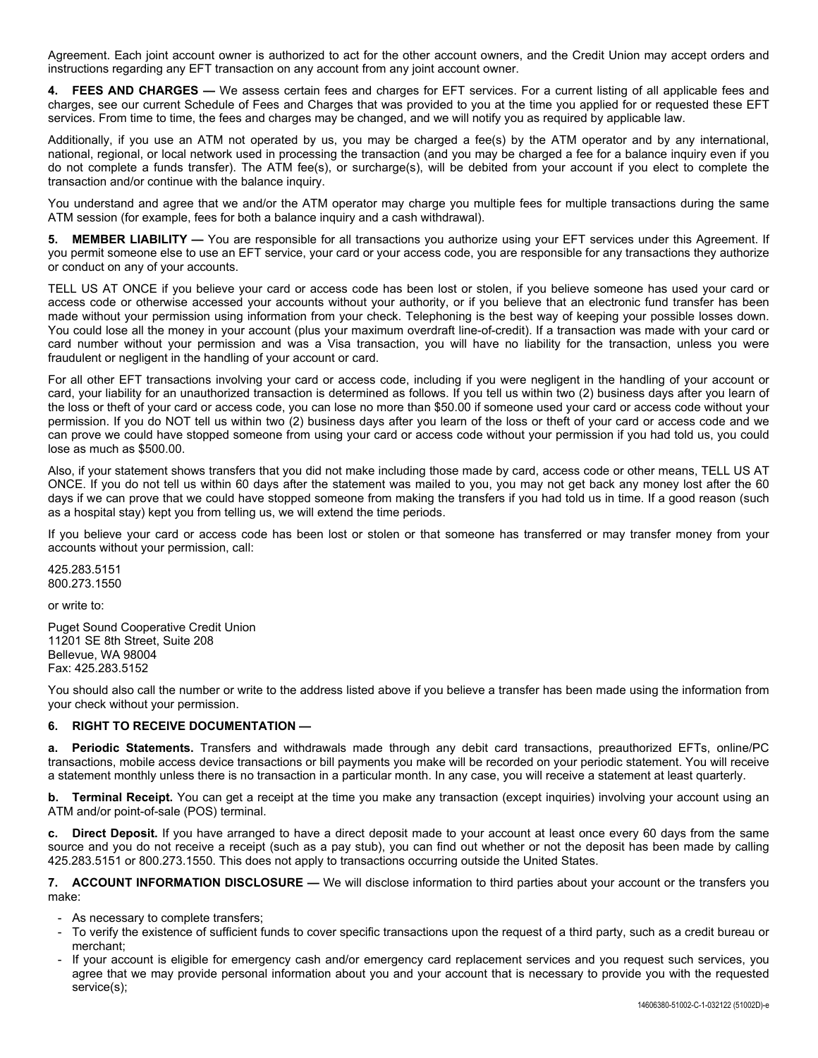Agreement. Each joint account owner is authorized to act for the other account owners, and the Credit Union may accept orders and instructions regarding any EFT transaction on any account from any joint account owner.

**4. FEES AND CHARGES —** We assess certain fees and charges for EFT services. For a current listing of all applicable fees and charges, see our current Schedule of Fees and Charges that was provided to you at the time you applied for or requested these EFT services. From time to time, the fees and charges may be changed, and we will notify you as required by applicable law.

Additionally, if you use an ATM not operated by us, you may be charged a fee(s) by the ATM operator and by any international, national, regional, or local network used in processing the transaction (and you may be charged a fee for a balance inquiry even if you do not complete a funds transfer). The ATM fee(s), or surcharge(s), will be debited from your account if you elect to complete the transaction and/or continue with the balance inquiry.

You understand and agree that we and/or the ATM operator may charge you multiple fees for multiple transactions during the same ATM session (for example, fees for both a balance inquiry and a cash withdrawal).

**5. MEMBER LIABILITY —** You are responsible for all transactions you authorize using your EFT services under this Agreement. If you permit someone else to use an EFT service, your card or your access code, you are responsible for any transactions they authorize or conduct on any of your accounts.

TELL US AT ONCE if you believe your card or access code has been lost or stolen, if you believe someone has used your card or access code or otherwise accessed your accounts without your authority, or if you believe that an electronic fund transfer has been made without your permission using information from your check. Telephoning is the best way of keeping your possible losses down. You could lose all the money in your account (plus your maximum overdraft line-of-credit). If a transaction was made with your card or card number without your permission and was a Visa transaction, you will have no liability for the transaction, unless you were fraudulent or negligent in the handling of your account or card.

For all other EFT transactions involving your card or access code, including if you were negligent in the handling of your account or card, your liability for an unauthorized transaction is determined as follows. If you tell us within two (2) business days after you learn of the loss or theft of your card or access code, you can lose no more than $50.00 if someone used your card or access code without your permission. If you do NOT tell us within two (2) business days after you learn of the loss or theft of your card or access code and we can prove we could have stopped someone from using your card or access code without your permission if you had told us, you could lose as much as $500.00.

Also, if your statement shows transfers that you did not make including those made by card, access code or other means, TELL US AT ONCE. If you do not tell us within 60 days after the statement was mailed to you, you may not get back any money lost after the 60 days if we can prove that we could have stopped someone from making the transfers if you had told us in time. If a good reason (such as a hospital stay) kept you from telling us, we will extend the time periods.

If you believe your card or access code has been lost or stolen or that someone has transferred or may transfer money from your accounts without your permission, call:

425.283.5151
800.273.1550

or write to:

Puget Sound Cooperative Credit Union
11201 SE 8th Street, Suite 208
Bellevue, WA 98004
Fax: 425.283.5152

You should also call the number or write to the address listed above if you believe a transfer has been made using the information from your check without your permission.

**6. RIGHT TO RECEIVE DOCUMENTATION —**

**a. Periodic Statements.** Transfers and withdrawals made through any debit card transactions, preauthorized EFTs, online/PC transactions, mobile access device transactions or bill payments you make will be recorded on your periodic statement. You will receive a statement monthly unless there is no transaction in a particular month. In any case, you will receive a statement at least quarterly.

**b. Terminal Receipt.** You can get a receipt at the time you make any transaction (except inquiries) involving your account using an ATM and/or point-of-sale (POS) terminal.

**c. Direct Deposit.** If you have arranged to have a direct deposit made to your account at least once every 60 days from the same source and you do not receive a receipt (such as a pay stub), you can find out whether or not the deposit has been made by calling 425.283.5151 or 800.273.1550. This does not apply to transactions occurring outside the United States.

**7. ACCOUNT INFORMATION DISCLOSURE —** We will disclose information to third parties about your account or the transfers you make:

- As necessary to complete transfers;
- To verify the existence of sufficient funds to cover specific transactions upon the request of a third party, such as a credit bureau or merchant;
- If your account is eligible for emergency cash and/or emergency card replacement services and you request such services, you agree that we may provide personal information about you and your account that is necessary to provide you with the requested service(s);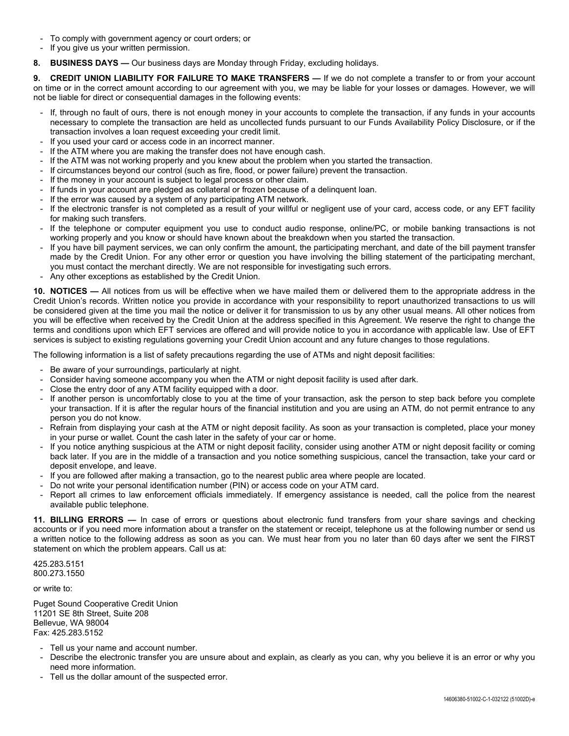- To comply with government agency or court orders; or
- If you give us your written permission.

**8. BUSINESS DAYS —** Our business days are Monday through Friday, excluding holidays.

**9. CREDIT UNION LIABILITY FOR FAILURE TO MAKE TRANSFERS —** If we do not complete a transfer to or from your account on time or in the correct amount according to our agreement with you, we may be liable for your losses or damages. However, we will not be liable for direct or consequential damages in the following events:

- If, through no fault of ours, there is not enough money in your accounts to complete the transaction, if any funds in your accounts necessary to complete the transaction are held as uncollected funds pursuant to our Funds Availability Policy Disclosure, or if the transaction involves a loan request exceeding your credit limit.
- If you used your card or access code in an incorrect manner.
- If the ATM where you are making the transfer does not have enough cash.
- If the ATM was not working properly and you knew about the problem when you started the transaction.
- If circumstances beyond our control (such as fire, flood, or power failure) prevent the transaction.
- If the money in your account is subject to legal process or other claim.
- If funds in your account are pledged as collateral or frozen because of a delinquent loan.
- If the error was caused by a system of any participating ATM network.
- If the electronic transfer is not completed as a result of your willful or negligent use of your card, access code, or any EFT facility for making such transfers.
- If the telephone or computer equipment you use to conduct audio response, online/PC, or mobile banking transactions is not working properly and you know or should have known about the breakdown when you started the transaction.
- If you have bill payment services, we can only confirm the amount, the participating merchant, and date of the bill payment transfer made by the Credit Union. For any other error or question you have involving the billing statement of the participating merchant, you must contact the merchant directly. We are not responsible for investigating such errors.
- Any other exceptions as established by the Credit Union.

**10. NOTICES —** All notices from us will be effective when we have mailed them or delivered them to the appropriate address in the Credit Union's records. Written notice you provide in accordance with your responsibility to report unauthorized transactions to us will be considered given at the time you mail the notice or deliver it for transmission to us by any other usual means. All other notices from you will be effective when received by the Credit Union at the address specified in this Agreement. We reserve the right to change the terms and conditions upon which EFT services are offered and will provide notice to you in accordance with applicable law. Use of EFT services is subject to existing regulations governing your Credit Union account and any future changes to those regulations.

The following information is a list of safety precautions regarding the use of ATMs and night deposit facilities:

- Be aware of your surroundings, particularly at night.
- Consider having someone accompany you when the ATM or night deposit facility is used after dark.
- Close the entry door of any ATM facility equipped with a door.
- If another person is uncomfortably close to you at the time of your transaction, ask the person to step back before you complete your transaction. If it is after the regular hours of the financial institution and you are using an ATM, do not permit entrance to any person you do not know.
- Refrain from displaying your cash at the ATM or night deposit facility. As soon as your transaction is completed, place your money in your purse or wallet. Count the cash later in the safety of your car or home.
- If you notice anything suspicious at the ATM or night deposit facility, consider using another ATM or night deposit facility or coming back later. If you are in the middle of a transaction and you notice something suspicious, cancel the transaction, take your card or deposit envelope, and leave.
- If you are followed after making a transaction, go to the nearest public area where people are located.
- Do not write your personal identification number (PIN) or access code on your ATM card.
- Report all crimes to law enforcement officials immediately. If emergency assistance is needed, call the police from the nearest available public telephone.

**11. BILLING ERRORS —** In case of errors or questions about electronic fund transfers from your share savings and checking accounts or if you need more information about a transfer on the statement or receipt, telephone us at the following number or send us a written notice to the following address as soon as you can. We must hear from you no later than 60 days after we sent the FIRST statement on which the problem appears. Call us at:

425.283.5151
800.273.1550

or write to:

Puget Sound Cooperative Credit Union
11201 SE 8th Street, Suite 208
Bellevue, WA 98004
Fax: 425.283.5152

- Tell us your name and account number.
- Describe the electronic transfer you are unsure about and explain, as clearly as you can, why you believe it is an error or why you need more information.
- Tell us the dollar amount of the suspected error.

14606380-51002-C-1-032122 (51002D)-e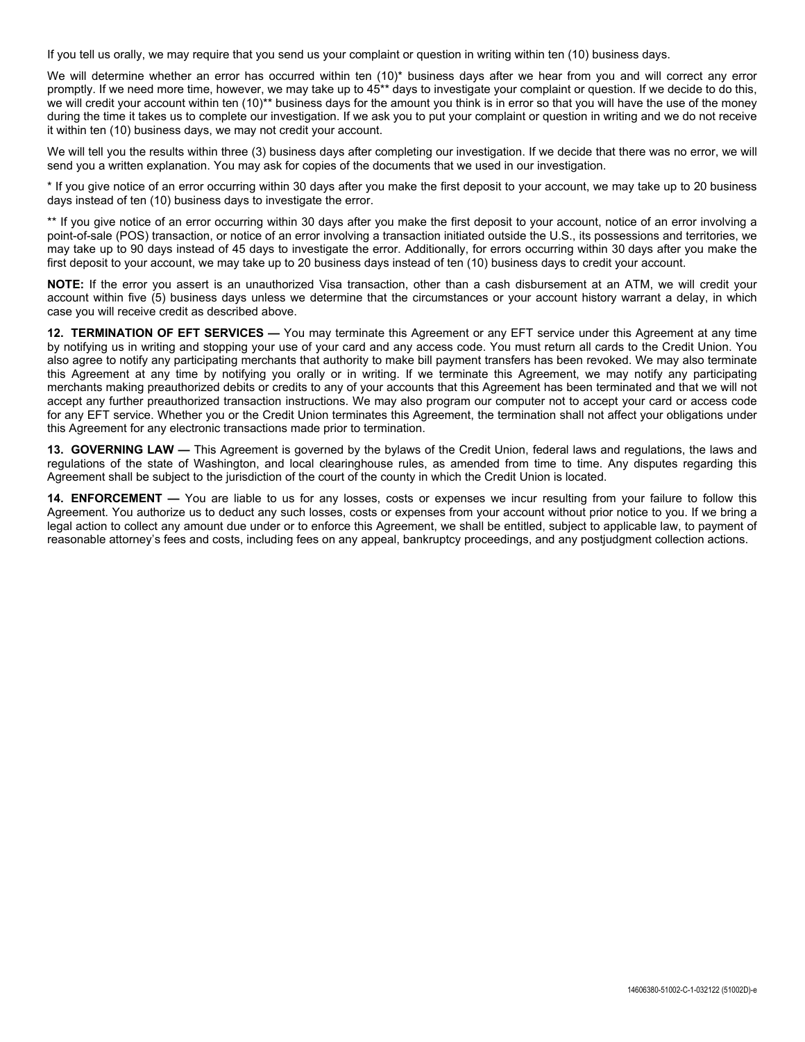If you tell us orally, we may require that you send us your complaint or question in writing within ten (10) business days.

We will determine whether an error has occurred within ten (10)* business days after we hear from you and will correct any error promptly. If we need more time, however, we may take up to 45** days to investigate your complaint or question. If we decide to do this, we will credit your account within ten (10)** business days for the amount you think is in error so that you will have the use of the money during the time it takes us to complete our investigation. If we ask you to put your complaint or question in writing and we do not receive it within ten (10) business days, we may not credit your account.

We will tell you the results within three (3) business days after completing our investigation. If we decide that there was no error, we will send you a written explanation. You may ask for copies of the documents that we used in our investigation.

* If you give notice of an error occurring within 30 days after you make the first deposit to your account, we may take up to 20 business days instead of ten (10) business days to investigate the error.

** If you give notice of an error occurring within 30 days after you make the first deposit to your account, notice of an error involving a point-of-sale (POS) transaction, or notice of an error involving a transaction initiated outside the U.S., its possessions and territories, we may take up to 90 days instead of 45 days to investigate the error. Additionally, for errors occurring within 30 days after you make the first deposit to your account, we may take up to 20 business days instead of ten (10) business days to credit your account.

**NOTE:** If the error you assert is an unauthorized Visa transaction, other than a cash disbursement at an ATM, we will credit your account within five (5) business days unless we determine that the circumstances or your account history warrant a delay, in which case you will receive credit as described above.

**12. TERMINATION OF EFT SERVICES —** You may terminate this Agreement or any EFT service under this Agreement at any time by notifying us in writing and stopping your use of your card and any access code. You must return all cards to the Credit Union. You also agree to notify any participating merchants that authority to make bill payment transfers has been revoked. We may also terminate this Agreement at any time by notifying you orally or in writing. If we terminate this Agreement, we may notify any participating merchants making preauthorized debits or credits to any of your accounts that this Agreement has been terminated and that we will not accept any further preauthorized transaction instructions. We may also program our computer not to accept your card or access code for any EFT service. Whether you or the Credit Union terminates this Agreement, the termination shall not affect your obligations under this Agreement for any electronic transactions made prior to termination.

**13. GOVERNING LAW —** This Agreement is governed by the bylaws of the Credit Union, federal laws and regulations, the laws and regulations of the state of Washington, and local clearinghouse rules, as amended from time to time. Any disputes regarding this Agreement shall be subject to the jurisdiction of the court of the county in which the Credit Union is located.

**14. ENFORCEMENT —** You are liable to us for any losses, costs or expenses we incur resulting from your failure to follow this Agreement. You authorize us to deduct any such losses, costs or expenses from your account without prior notice to you. If we bring a legal action to collect any amount due under or to enforce this Agreement, we shall be entitled, subject to applicable law, to payment of reasonable attorney's fees and costs, including fees on any appeal, bankruptcy proceedings, and any postjudgment collection actions.

14606380-51002-C-1-032122 (51002D)-e